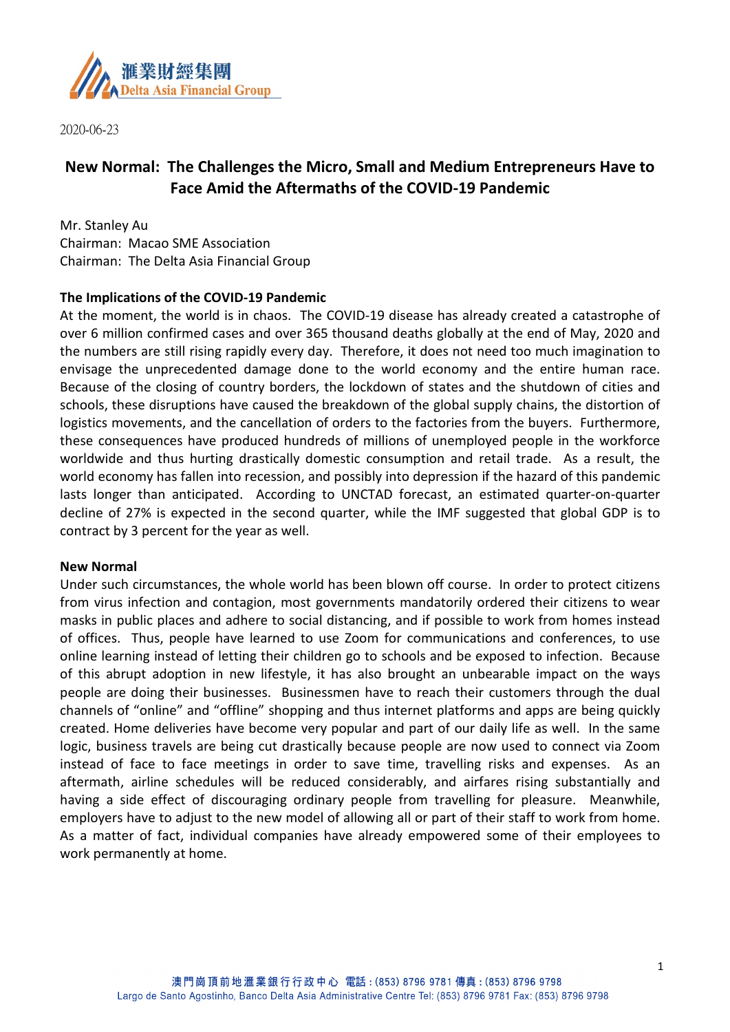2020-06-23

# New Normal: The Challenges the Micro, Small and Medium Entrepreneurs Have to Face Amid the Aftermaths of the COVID-19 Pandemic

Mr. Stanley Au
Chairman: Macao SME Association
Chairman: The Delta Asia Financial Group

**The Implications of the COVID-19 Pandemic**

At the moment, the world is in chaos. The COVID-19 disease has already created a catastrophe of over 6 million confirmed cases and over 365 thousand deaths globally at the end of May, 2020 and the numbers are still rising rapidly every day. Therefore, it does not need too much imagination to envisage the unprecedented damage done to the world economy and the entire human race. Because of the closing of country borders, the lockdown of states and the shutdown of cities and schools, these disruptions have caused the breakdown of the global supply chains, the distortion of logistics movements, and the cancellation of orders to the factories from the buyers. Furthermore, these consequences have produced hundreds of millions of unemployed people in the workforce worldwide and thus hurting drastically domestic consumption and retail trade. As a result, the world economy has fallen into recession, and possibly into depression if the hazard of this pandemic lasts longer than anticipated. According to UNCTAD forecast, an estimated quarter-on-quarter decline of 27% is expected in the second quarter, while the IMF suggested that global GDP is to contract by 3 percent for the year as well.

**New Normal**

Under such circumstances, the whole world has been blown off course. In order to protect citizens from virus infection and contagion, most governments mandatorily ordered their citizens to wear masks in public places and adhere to social distancing, and if possible to work from homes instead of offices. Thus, people have learned to use Zoom for communications and conferences, to use online learning instead of letting their children go to schools and be exposed to infection. Because of this abrupt adoption in new lifestyle, it has also brought an unbearable impact on the ways people are doing their businesses. Businessmen have to reach their customers through the dual channels of "online" and "offline" shopping and thus internet platforms and apps are being quickly created. Home deliveries have become very popular and part of our daily life as well. In the same logic, business travels are being cut drastically because people are now used to connect via Zoom instead of face to face meetings in order to save time, travelling risks and expenses. As an aftermath, airline schedules will be reduced considerably, and airfares rising substantially and having a side effect of discouraging ordinary people from travelling for pleasure. Meanwhile, employers have to adjust to the new model of allowing all or part of their staff to work from home. As a matter of fact, individual companies have already empowered some of their employees to work permanently at home.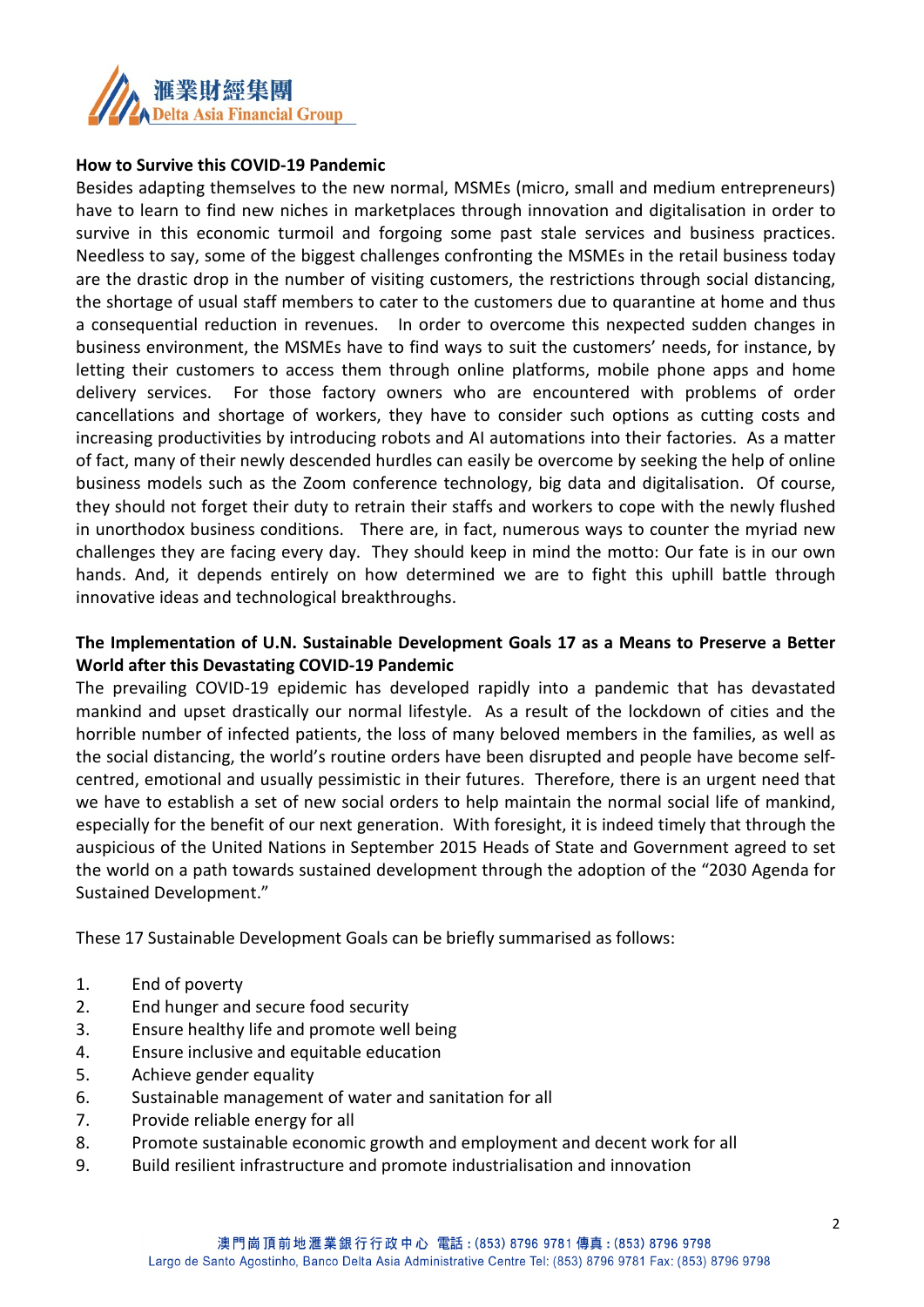**How to Survive this COVID-19 Pandemic**

Besides adapting themselves to the new normal, MSMEs (micro, small and medium entrepreneurs) have to learn to find new niches in marketplaces through innovation and digitalisation in order to survive in this economic turmoil and forgoing some past stale services and business practices. Needless to say, some of the biggest challenges confronting the MSMEs in the retail business today are the drastic drop in the number of visiting customers, the restrictions through social distancing, the shortage of usual staff members to cater to the customers due to quarantine at home and thus a consequential reduction in revenues. In order to overcome this nexpected sudden changes in business environment, the MSMEs have to find ways to suit the customers' needs, for instance, by letting their customers to access them through online platforms, mobile phone apps and home delivery services. For those factory owners who are encountered with problems of order cancellations and shortage of workers, they have to consider such options as cutting costs and increasing productivities by introducing robots and AI automations into their factories. As a matter of fact, many of their newly descended hurdles can easily be overcome by seeking the help of online business models such as the Zoom conference technology, big data and digitalisation. Of course, they should not forget their duty to retrain their staffs and workers to cope with the newly flushed in unorthodox business conditions. There are, in fact, numerous ways to counter the myriad new challenges they are facing every day. They should keep in mind the motto: Our fate is in our own hands. And, it depends entirely on how determined we are to fight this uphill battle through innovative ideas and technological breakthroughs.

**The Implementation of U.N. Sustainable Development Goals 17 as a Means to Preserve a Better World after this Devastating COVID-19 Pandemic**

The prevailing COVID-19 epidemic has developed rapidly into a pandemic that has devastated mankind and upset drastically our normal lifestyle. As a result of the lockdown of cities and the horrible number of infected patients, the loss of many beloved members in the families, as well as the social distancing, the world's routine orders have been disrupted and people have become self-centred, emotional and usually pessimistic in their futures. Therefore, there is an urgent need that we have to establish a set of new social orders to help maintain the normal social life of mankind, especially for the benefit of our next generation. With foresight, it is indeed timely that through the auspicious of the United Nations in September 2015 Heads of State and Government agreed to set the world on a path towards sustained development through the adoption of the "2030 Agenda for Sustained Development."

These 17 Sustainable Development Goals can be briefly summarised as follows:

1. End of poverty
2. End hunger and secure food security
3. Ensure healthy life and promote well being
4. Ensure inclusive and equitable education
5. Achieve gender equality
6. Sustainable management of water and sanitation for all
7. Provide reliable energy for all
8. Promote sustainable economic growth and employment and decent work for all
9. Build resilient infrastructure and promote industrialisation and innovation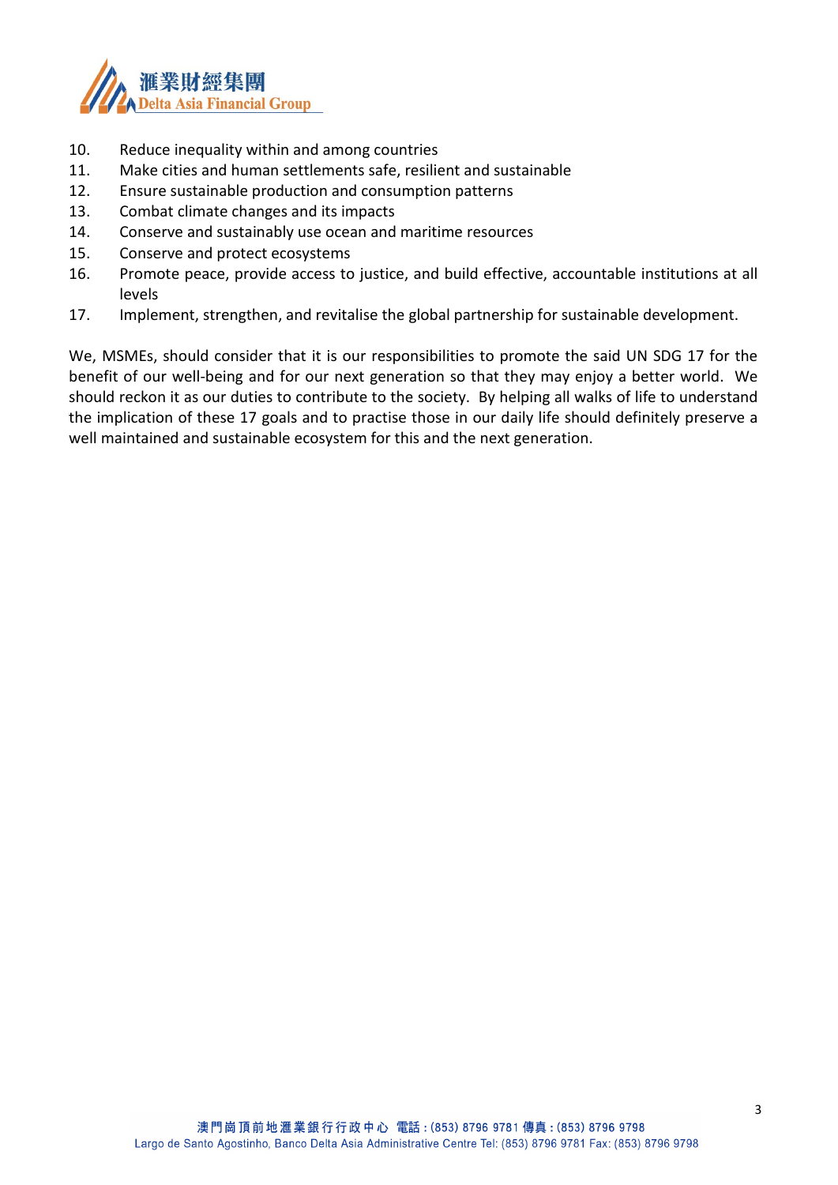10. Reduce inequality within and among countries
11. Make cities and human settlements safe, resilient and sustainable
12. Ensure sustainable production and consumption patterns
13. Combat climate changes and its impacts
14. Conserve and sustainably use ocean and maritime resources
15. Conserve and protect ecosystems
16. Promote peace, provide access to justice, and build effective, accountable institutions at all levels
17. Implement, strengthen, and revitalise the global partnership for sustainable development.

We, MSMEs, should consider that it is our responsibilities to promote the said UN SDG 17 for the benefit of our well-being and for our next generation so that they may enjoy a better world. We should reckon it as our duties to contribute to the society. By helping all walks of life to understand the implication of these 17 goals and to practise those in our daily life should definitely preserve a well maintained and sustainable ecosystem for this and the next generation.